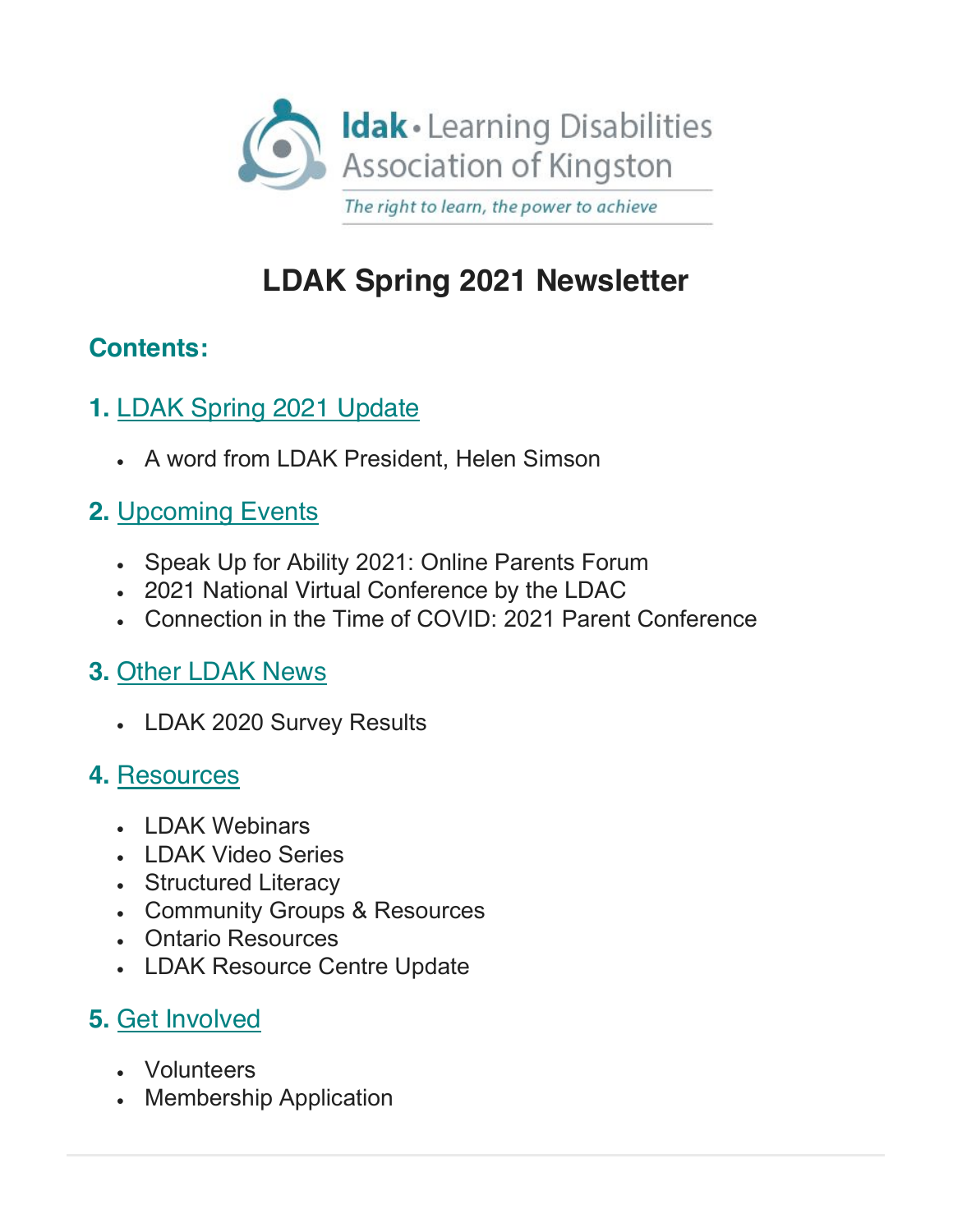ldak • Learning Disabilities Association of Kingston

*The right to learn, the power to achieve*

# LDAK Spring 2021 Newsletter

## Contents:

### 1. LDAK Spring 2021 Update

- A word from LDAK President, Helen Simson

### 2. Upcoming Events

- Speak Up for Ability 2021: Online Parents Forum
- 2021 National Virtual Conference by the LDAC
- Connection in the Time of COVID: 2021 Parent Conference

### 3. Other LDAK News

- LDAK 2020 Survey Results

### 4. Resources

- LDAK Webinars
- LDAK Video Series
- Structured Literacy
- Community Groups & Resources
- Ontario Resources
- LDAK Resource Centre Update

### 5. Get Involved

- Volunteers
- Membership Application

---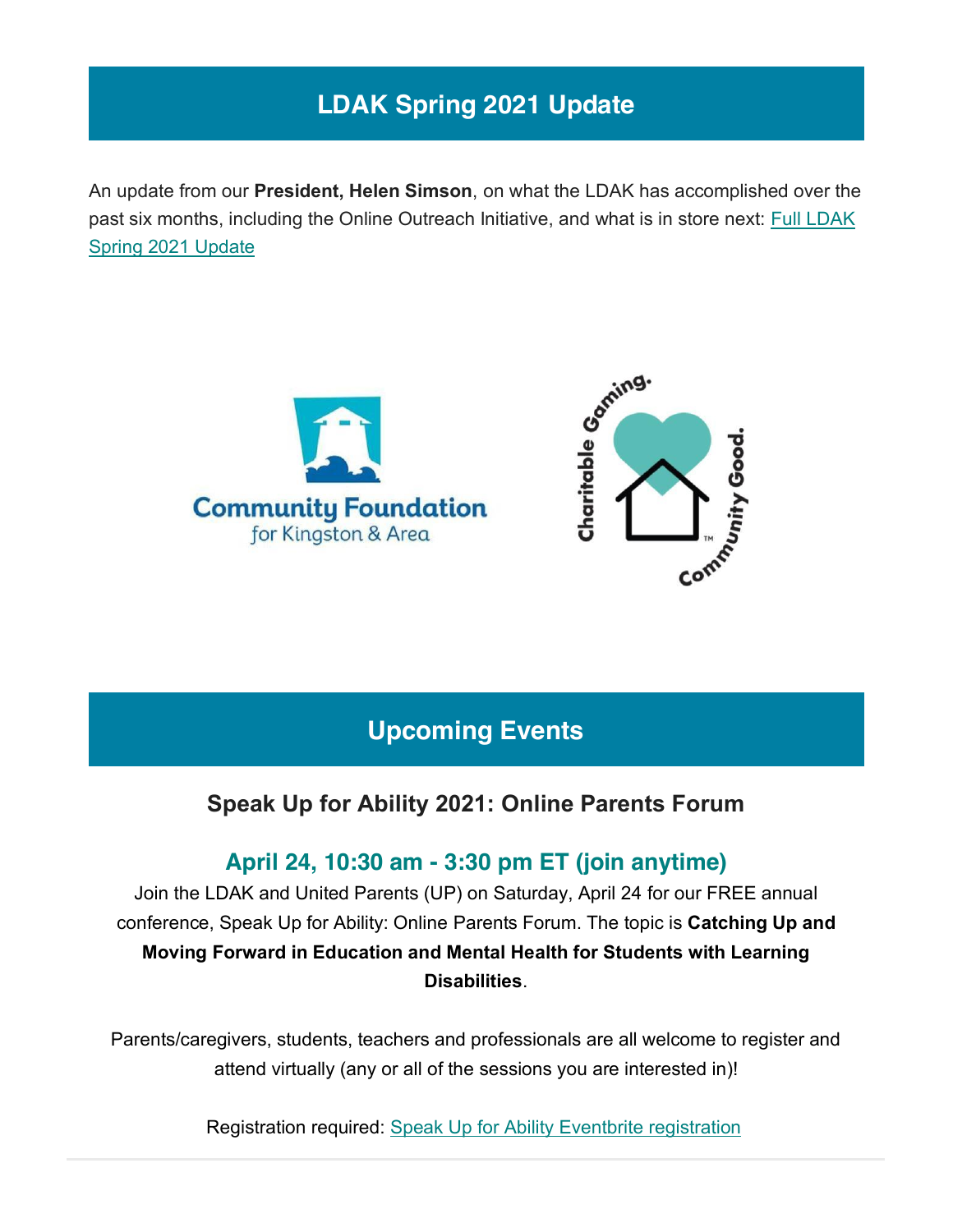## LDAK Spring 2021 Update

An update from our **President, Helen Simson**, on what the LDAK has accomplished over the past six months, including the Online Outreach Initiative, and what is in store next: [Full LDAK Spring 2021 Update]

## Upcoming Events

### Speak Up for Ability 2021: Online Parents Forum

### April 24, 10:30 am - 3:30 pm ET (join anytime)

Join the LDAK and United Parents (UP) on Saturday, April 24 for our FREE annual conference, Speak Up for Ability: Online Parents Forum. The topic is **Catching Up and Moving Forward in Education and Mental Health for Students with Learning Disabilities**.

Parents/caregivers, students, teachers and professionals are all welcome to register and attend virtually (any or all of the sessions you are interested in)!

Registration required: [Speak Up for Ability Eventbrite registration]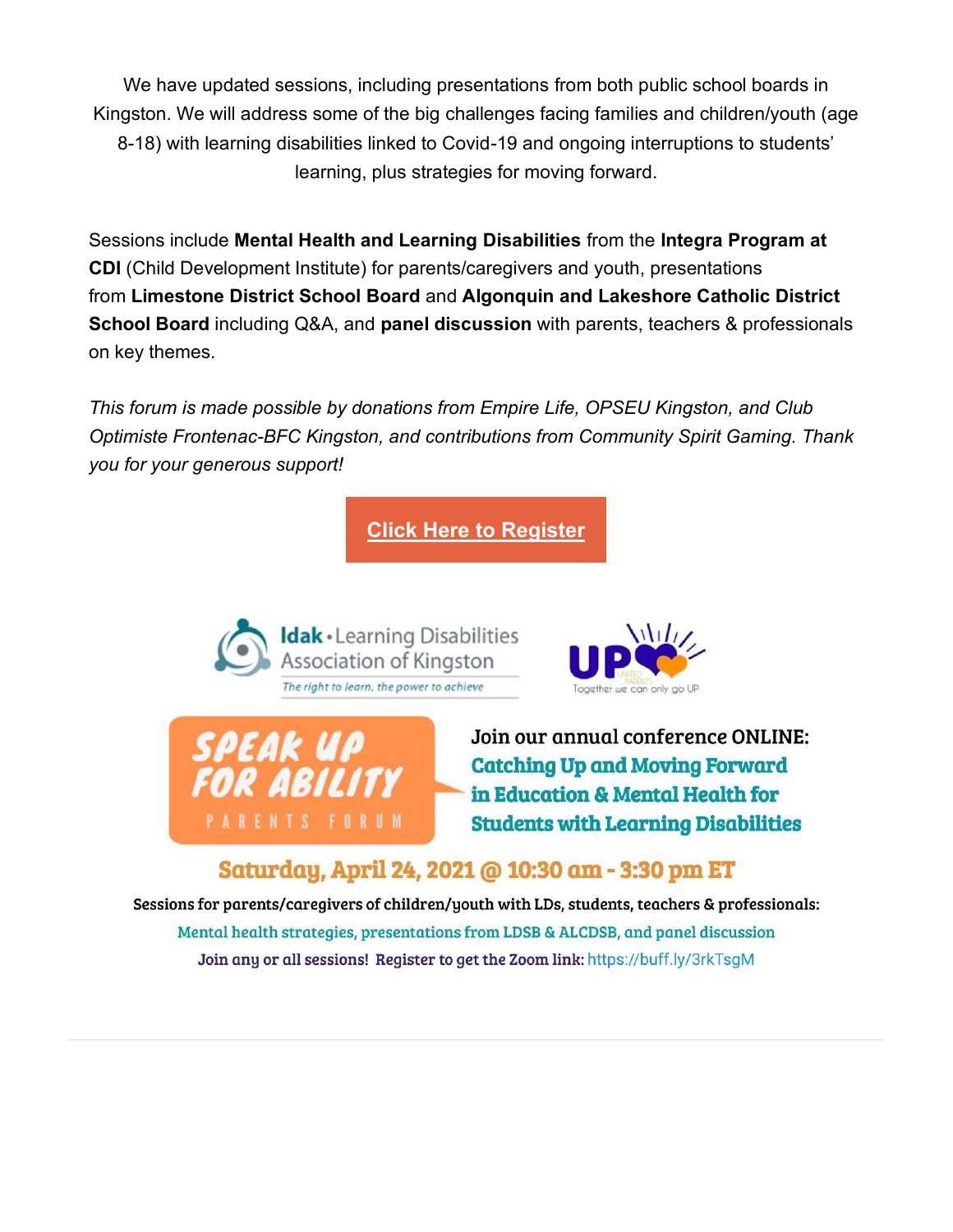We have updated sessions, including presentations from both public school boards in Kingston. We will address some of the big challenges facing families and children/youth (age 8-18) with learning disabilities linked to Covid-19 and ongoing interruptions to students' learning, plus strategies for moving forward.

Sessions include **Mental Health and Learning Disabilities** from the **Integra Program at CDI** (Child Development Institute) for parents/caregivers and youth, presentations from **Limestone District School Board** and **Algonquin and Lakeshore Catholic District School Board** including Q&A, and **panel discussion** with parents, teachers & professionals on key themes.

*This forum is made possible by donations from Empire Life, OPSEU Kingston, and Club Optimiste Frontenac-BFC Kingston, and contributions from Community Spirit Gaming. Thank you for your generous support!*

**Click Here to Register**

**ldak** • Learning Disabilities Association of Kingston

*The right to learn, the power to achieve*

UP — Together we can only go UP

SPEAK UP FOR ABILITY — PARENTS FORUM

Join our annual conference ONLINE:

**Catching Up and Moving Forward in Education & Mental Health for Students with Learning Disabilities**

## Saturday, April 24, 2021 @ 10:30 am - 3:30 pm ET

Sessions for parents/caregivers of children/youth with LDs, students, teachers & professionals:

Mental health strategies, presentations from LDSB & ALCDSB, and panel discussion

Join any or all sessions! Register to get the Zoom link: https://buff.ly/3rkTsgM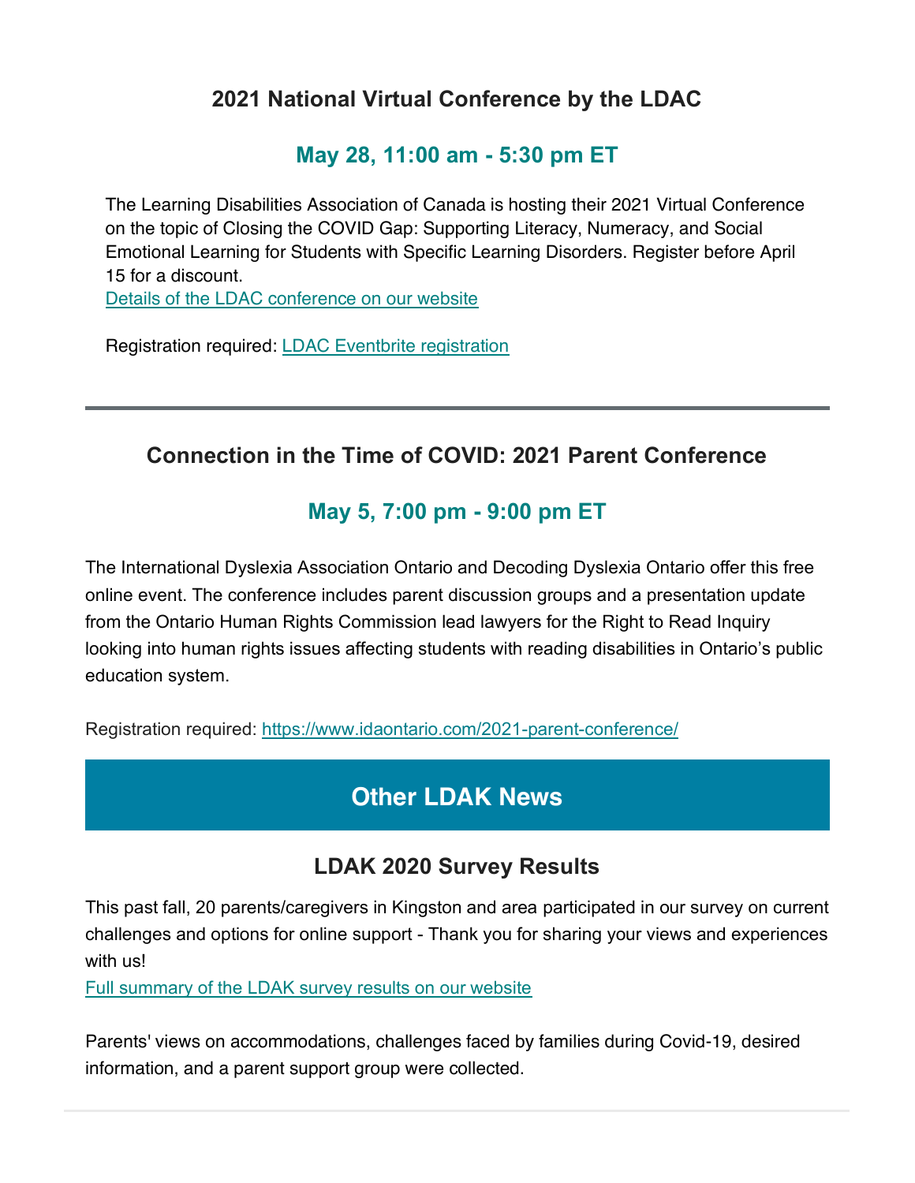## 2021 National Virtual Conference by the LDAC

### May 28, 11:00 am - 5:30 pm ET

The Learning Disabilities Association of Canada is hosting their 2021 Virtual Conference on the topic of Closing the COVID Gap: Supporting Literacy, Numeracy, and Social Emotional Learning for Students with Specific Learning Disorders. Register before April 15 for a discount.
Details of the LDAC conference on our website

Registration required: LDAC Eventbrite registration

---

## Connection in the Time of COVID: 2021 Parent Conference

### May 5, 7:00 pm - 9:00 pm ET

The International Dyslexia Association Ontario and Decoding Dyslexia Ontario offer this free online event. The conference includes parent discussion groups and a presentation update from the Ontario Human Rights Commission lead lawyers for the Right to Read Inquiry looking into human rights issues affecting students with reading disabilities in Ontario's public education system.

Registration required: https://www.idaontario.com/2021-parent-conference/

# Other LDAK News

## LDAK 2020 Survey Results

This past fall, 20 parents/caregivers in Kingston and area participated in our survey on current challenges and options for online support - Thank you for sharing your views and experiences with us!
Full summary of the LDAK survey results on our website

Parents' views on accommodations, challenges faced by families during Covid-19, desired information, and a parent support group were collected.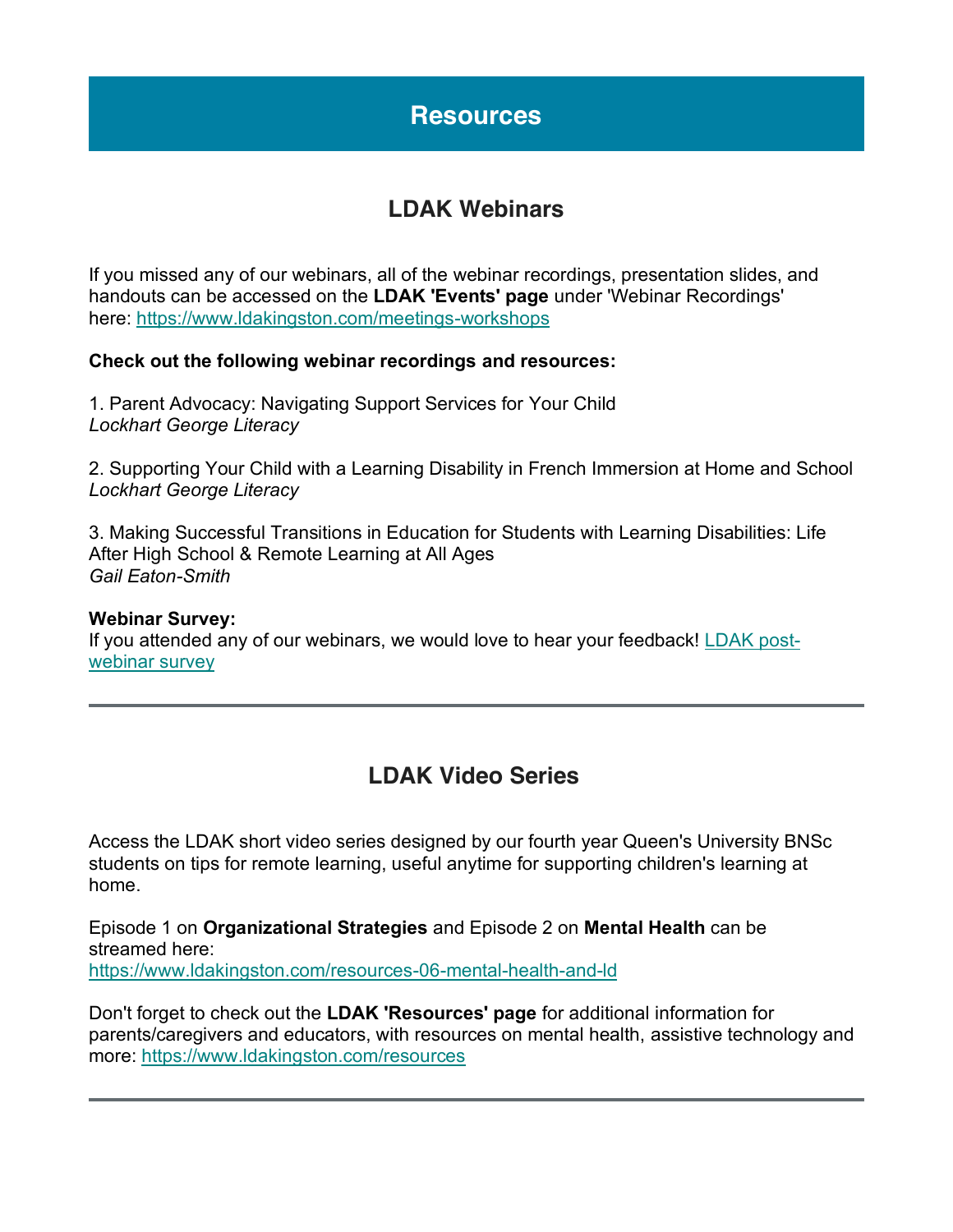# Resources

## LDAK Webinars

If you missed any of our webinars, all of the webinar recordings, presentation slides, and handouts can be accessed on the **LDAK 'Events' page** under 'Webinar Recordings' here: https://www.ldakingston.com/meetings-workshops

**Check out the following webinar recordings and resources:**

1. Parent Advocacy: Navigating Support Services for Your Child
*Lockhart George Literacy*

2. Supporting Your Child with a Learning Disability in French Immersion at Home and School
*Lockhart George Literacy*

3. Making Successful Transitions in Education for Students with Learning Disabilities: Life After High School & Remote Learning at All Ages
*Gail Eaton-Smith*

**Webinar Survey:**
If you attended any of our webinars, we would love to hear your feedback! LDAK post-webinar survey

---

## LDAK Video Series

Access the LDAK short video series designed by our fourth year Queen's University BNSc students on tips for remote learning, useful anytime for supporting children's learning at home.

Episode 1 on **Organizational Strategies** and Episode 2 on **Mental Health** can be streamed here:
https://www.ldakingston.com/resources-06-mental-health-and-ld

Don't forget to check out the **LDAK 'Resources' page** for additional information for parents/caregivers and educators, with resources on mental health, assistive technology and more: https://www.ldakingston.com/resources

---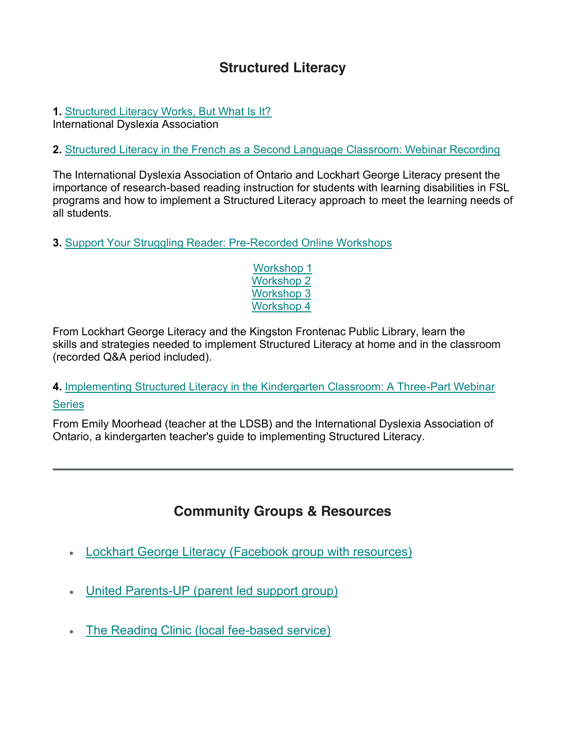## Structured Literacy

**1.** Structured Literacy Works, But What Is It?
International Dyslexia Association

**2.** Structured Literacy in the French as a Second Language Classroom: Webinar Recording

The International Dyslexia Association of Ontario and Lockhart George Literacy present the importance of research-based reading instruction for students with learning disabilities in FSL programs and how to implement a Structured Literacy approach to meet the learning needs of all students.

**3.** Support Your Struggling Reader: Pre-Recorded Online Workshops

Workshop 1
Workshop 2
Workshop 3
Workshop 4

From Lockhart George Literacy and the Kingston Frontenac Public Library, learn the skills and strategies needed to implement Structured Literacy at home and in the classroom (recorded Q&A period included).

**4.** Implementing Structured Literacy in the Kindergarten Classroom: A Three-Part Webinar Series

From Emily Moorhead (teacher at the LDSB) and the International Dyslexia Association of Ontario, a kindergarten teacher's guide to implementing Structured Literacy.

---

## Community Groups & Resources

- Lockhart George Literacy (Facebook group with resources)
- United Parents-UP (parent led support group)
- The Reading Clinic (local fee-based service)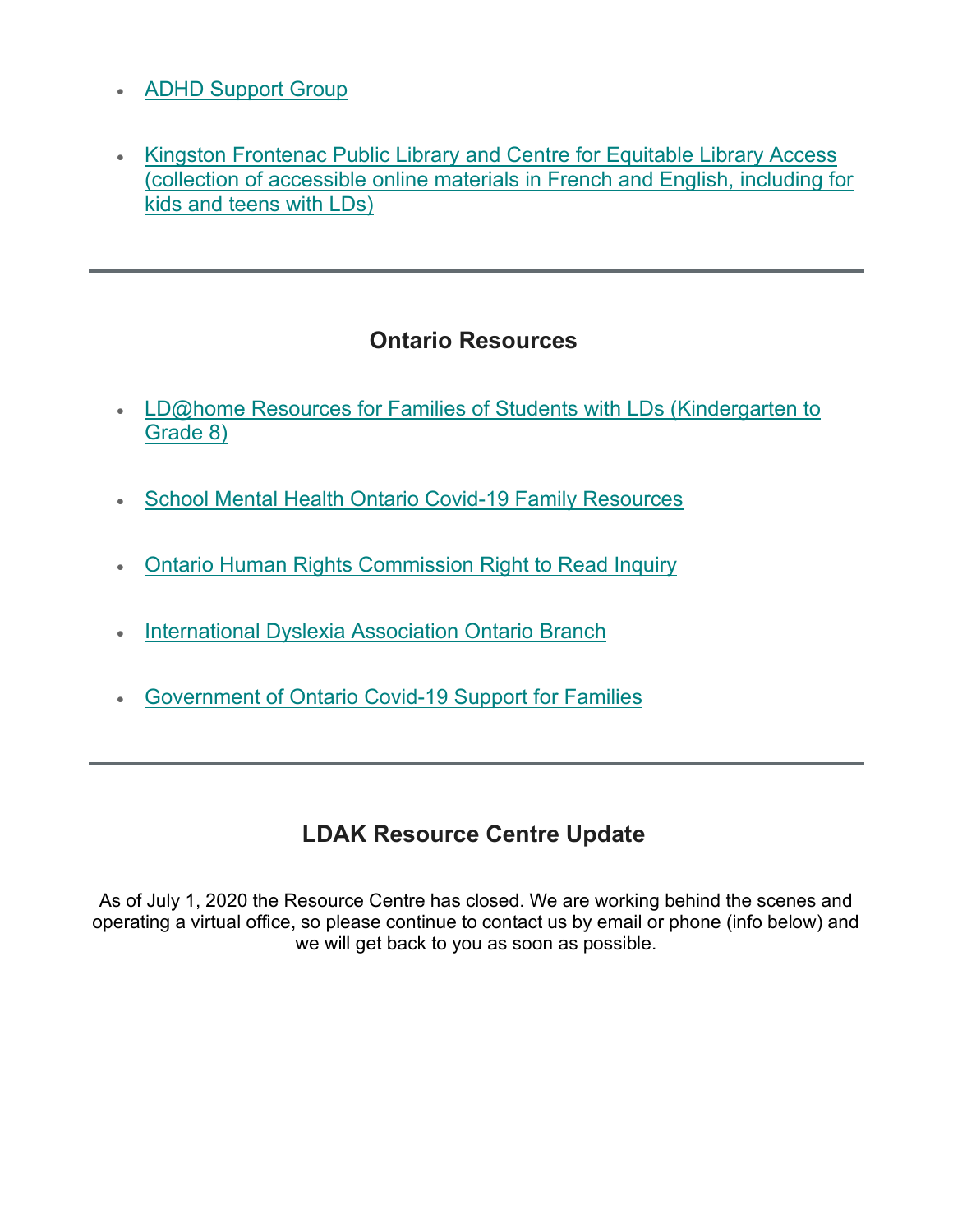- ADHD Support Group
- Kingston Frontenac Public Library and Centre for Equitable Library Access (collection of accessible online materials in French and English, including for kids and teens with LDs)

---

## Ontario Resources

- LD@home Resources for Families of Students with LDs (Kindergarten to Grade 8)
- School Mental Health Ontario Covid-19 Family Resources
- Ontario Human Rights Commission Right to Read Inquiry
- International Dyslexia Association Ontario Branch
- Government of Ontario Covid-19 Support for Families

---

## LDAK Resource Centre Update

As of July 1, 2020 the Resource Centre has closed. We are working behind the scenes and operating a virtual office, so please continue to contact us by email or phone (info below) and we will get back to you as soon as possible.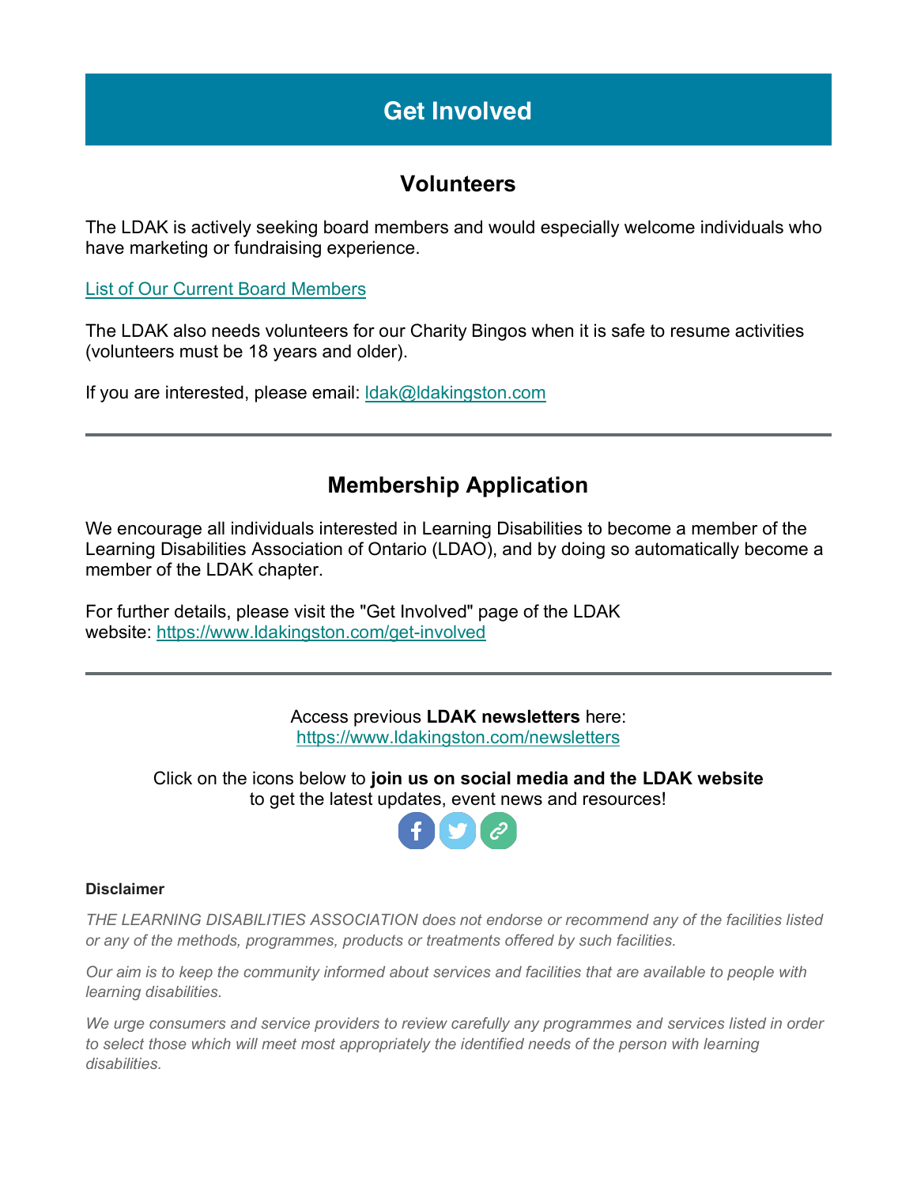# Get Involved

## Volunteers

The LDAK is actively seeking board members and would especially welcome individuals who have marketing or fundraising experience.

List of Our Current Board Members

The LDAK also needs volunteers for our Charity Bingos when it is safe to resume activities (volunteers must be 18 years and older).

If you are interested, please email: ldak@ldakingston.com

---

## Membership Application

We encourage all individuals interested in Learning Disabilities to become a member of the Learning Disabilities Association of Ontario (LDAO), and by doing so automatically become a member of the LDAK chapter.

For further details, please visit the "Get Involved" page of the LDAK website: https://www.ldakingston.com/get-involved

---

Access previous **LDAK newsletters** here:
https://www.ldakingston.com/newsletters

Click on the icons below to **join us on social media and the LDAK website** to get the latest updates, event news and resources!

**Disclaimer**

*THE LEARNING DISABILITIES ASSOCIATION does not endorse or recommend any of the facilities listed or any of the methods, programmes, products or treatments offered by such facilities.*

*Our aim is to keep the community informed about services and facilities that are available to people with learning disabilities.*

*We urge consumers and service providers to review carefully any programmes and services listed in order to select those which will meet most appropriately the identified needs of the person with learning disabilities.*